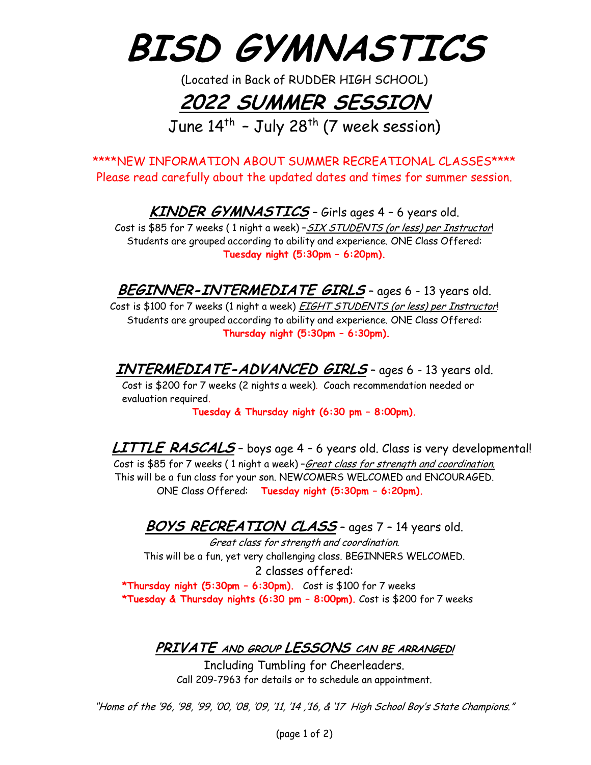# BISD GYMNASTICS

(Located in Back of RUDDER HIGH SCHOOL)

## 2022 SUMMER SESSION

June 14th – July 28th (7 week session)

****NEW INFORMATION ABOUT SUMMER RECREATIONAL CLASSES****
Please read carefully about the updated dates and times for summer session.

### KINDER GYMNASTICS – Girls ages 4 – 6 years old.

Cost is $85 for 7 weeks ( 1 night a week) –*SIX STUDENTS (or less) per Instructor*!
Students are grouped according to ability and experience. ONE Class Offered:
**Tuesday night (5:30pm – 6:20pm).**

### BEGINNER-INTERMEDIATE GIRLS – ages 6 - 13 years old.

Cost is $100 for 7 weeks (1 night a week) *EIGHT STUDENTS (or less) per Instructor*!
Students are grouped according to ability and experience. ONE Class Offered:
**Thursday night (5:30pm – 6:30pm).**

### INTERMEDIATE-ADVANCED GIRLS – ages 6 - 13 years old.

Cost is $200 for 7 weeks (2 nights a week). Coach recommendation needed or evaluation required.
**Tuesday & Thursday night (6:30 pm – 8:00pm).**

### LITTLE RASCALS – boys age 4 – 6 years old. Class is very developmental!

Cost is $85 for 7 weeks ( 1 night a week) –*Great class for strength and coordination.*
This will be a fun class for your son. NEWCOMERS WELCOMED and ENCOURAGED.
ONE Class Offered: **Tuesday night (5:30pm – 6:20pm).**

### BOYS RECREATION CLASS – ages 7 – 14 years old.

*Great class for strength and coordination*.
This will be a fun, yet very challenging class. BEGINNERS WELCOMED.
2 classes offered:
**\*Thursday night (5:30pm – 6:30pm).** Cost is $100 for 7 weeks
**\*Tuesday & Thursday nights (6:30 pm – 8:00pm).** Cost is $200 for 7 weeks

### PRIVATE AND GROUP LESSONS CAN BE ARRANGED!

Including Tumbling for Cheerleaders.
Call 209-7963 for details or to schedule an appointment.

*"Home of the '96, '98, '99, '00, '08, '09, '11, '14 ,'16, & '17 High School Boy's State Champions."*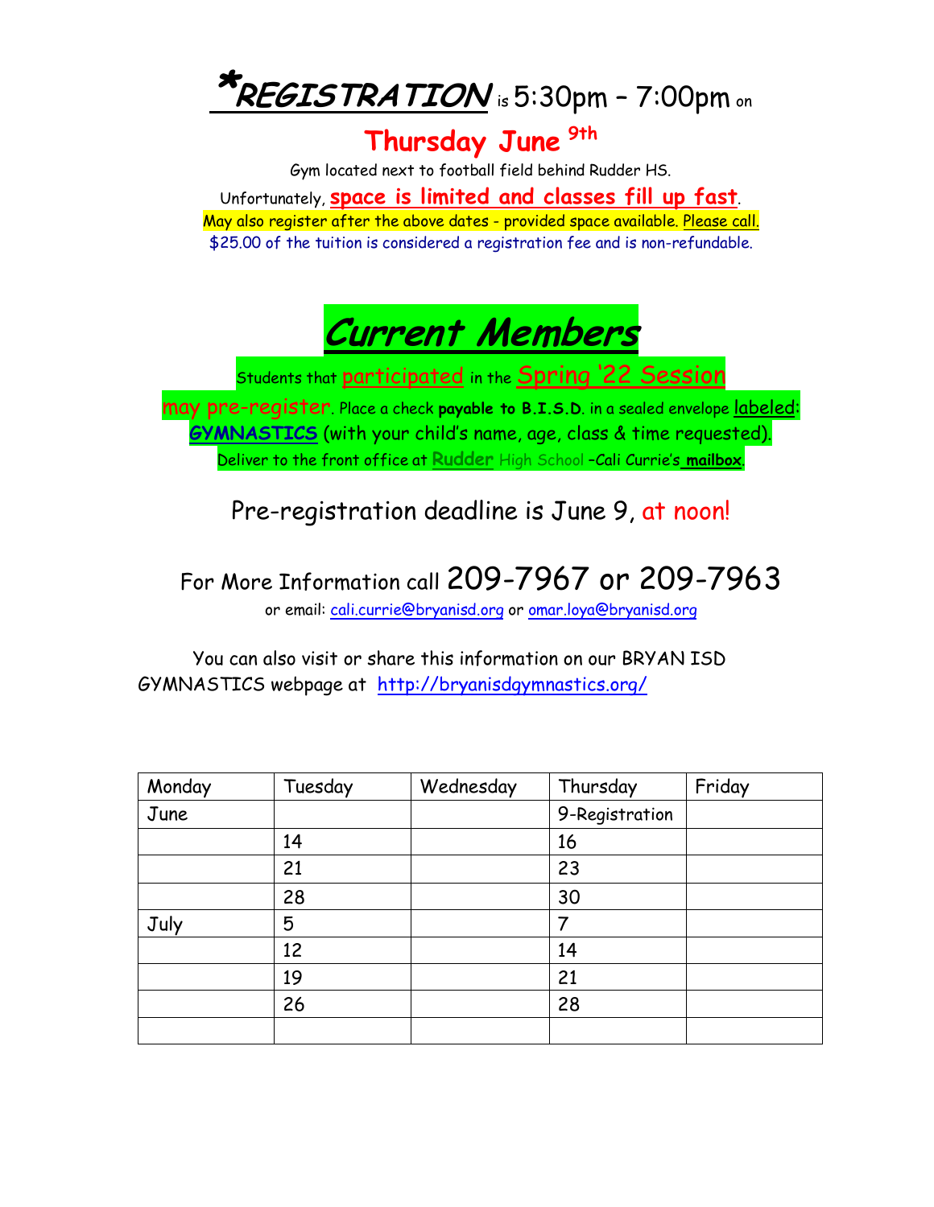# *REGISTRATION is 5:30pm – 7:00pm on

## Thursday June 9th

Gym located next to football field behind Rudder HS.

Unfortunately, **space is limited and classes fill up fast**.

May also register after the above dates - provided space available. Please call.

$25.00 of the tuition is considered a registration fee and is non-refundable.

## *Current Members*

Students that participated in the Spring '22 Session may pre-register. Place a check **payable to B.I.S.D.** in a sealed envelope labeled: **GYMNASTICS** (with your child's name, age, class & time requested). Deliver to the front office at **Rudder** High School –Cali Currie's **mailbox**.

Pre-registration deadline is June 9, at noon!

For More Information call 209-7967 or 209-7963

or email: cali.currie@bryanisd.org or omar.loya@bryanisd.org

You can also visit or share this information on our BRYAN ISD GYMNASTICS webpage at http://bryanisdgymnastics.org/

| Monday | Tuesday | Wednesday | Thursday | Friday |
|---|---|---|---|---|
| June | | | 9-Registration | |
| | 14 | | 16 | |
| | 21 | | 23 | |
| | 28 | | 30 | |
| July | 5 | | 7 | |
| | 12 | | 14 | |
| | 19 | | 21 | |
| | 26 | | 28 | |
| | | | | |